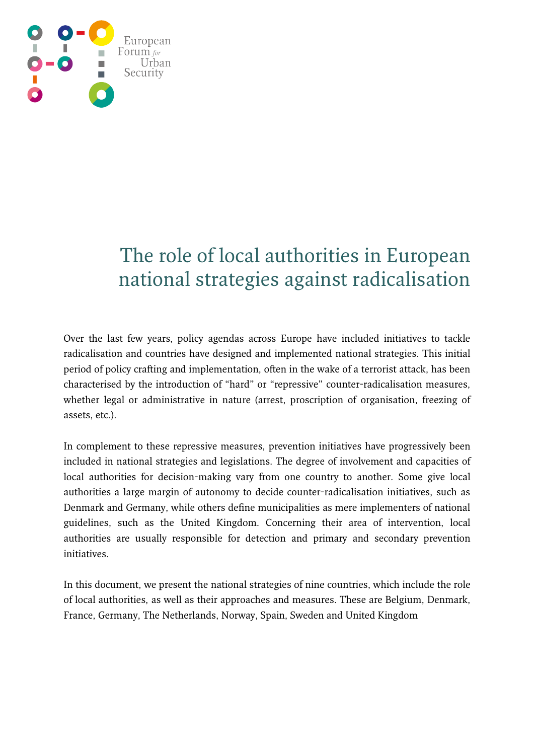European Forum *for* Urban Security

# The role of local authorities in European national strategies against radicalisation

Over the last few years, policy agendas across Europe have included initiatives to tackle radicalisation and countries have designed and implemented national strategies. This initial period of policy crafting and implementation, often in the wake of a terrorist attack, has been characterised by the introduction of "hard" or "repressive" counter-radicalisation measures, whether legal or administrative in nature (arrest, proscription of organisation, freezing of assets, etc.).

In complement to these repressive measures, prevention initiatives have progressively been included in national strategies and legislations. The degree of involvement and capacities of local authorities for decision-making vary from one country to another. Some give local authorities a large margin of autonomy to decide counter-radicalisation initiatives, such as Denmark and Germany, while others define municipalities as mere implementers of national guidelines, such as the United Kingdom. Concerning their area of intervention, local authorities are usually responsible for detection and primary and secondary prevention initiatives.

In this document, we present the national strategies of nine countries, which include the role of local authorities, as well as their approaches and measures. These are Belgium, Denmark, France, Germany, The Netherlands, Norway, Spain, Sweden and United Kingdom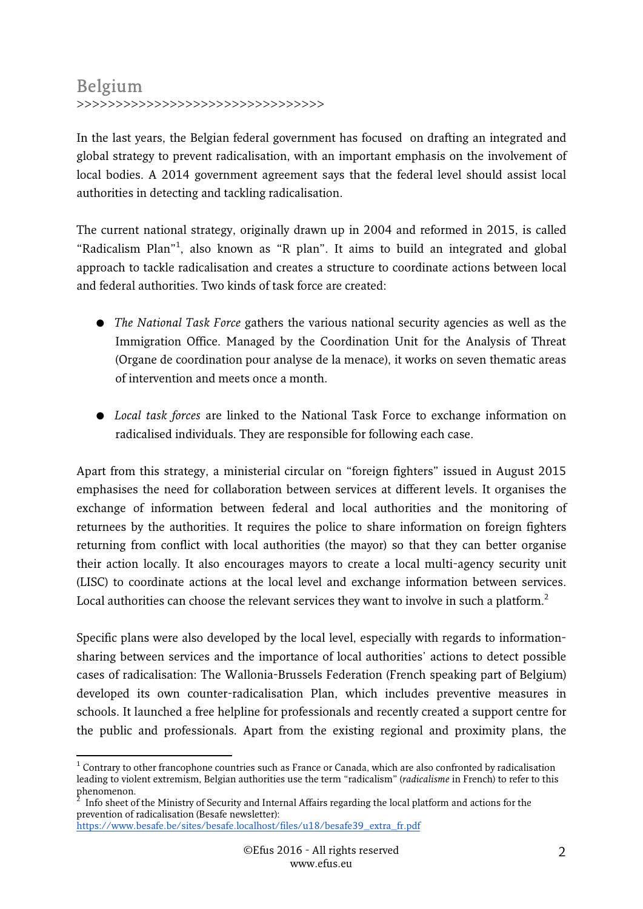## Belgium

>>>>>>>>>>>>>>>>>>>>>>>>>>>>>>>>>

In the last years, the Belgian federal government has focused on drafting an integrated and global strategy to prevent radicalisation, with an important emphasis on the involvement of local bodies. A 2014 government agreement says that the federal level should assist local authorities in detecting and tackling radicalisation.

The current national strategy, originally drawn up in 2004 and reformed in 2015, is called "Radicalism Plan"[1], also known as "R plan". It aims to build an integrated and global approach to tackle radicalisation and creates a structure to coordinate actions between local and federal authorities. Two kinds of task force are created:

- *The National Task Force* gathers the various national security agencies as well as the Immigration Office. Managed by the Coordination Unit for the Analysis of Threat (Organe de coordination pour analyse de la menace), it works on seven thematic areas of intervention and meets once a month.

- *Local task forces* are linked to the National Task Force to exchange information on radicalised individuals. They are responsible for following each case.

Apart from this strategy, a ministerial circular on "foreign fighters" issued in August 2015 emphasises the need for collaboration between services at different levels. It organises the exchange of information between federal and local authorities and the monitoring of returnees by the authorities. It requires the police to share information on foreign fighters returning from conflict with local authorities (the mayor) so that they can better organise their action locally. It also encourages mayors to create a local multi-agency security unit (LISC) to coordinate actions at the local level and exchange information between services. Local authorities can choose the relevant services they want to involve in such a platform.[2]

Specific plans were also developed by the local level, especially with regards to information-sharing between services and the importance of local authorities' actions to detect possible cases of radicalisation: The Wallonia-Brussels Federation (French speaking part of Belgium) developed its own counter-radicalisation Plan, which includes preventive measures in schools. It launched a free helpline for professionals and recently created a support centre for the public and professionals. Apart from the existing regional and proximity plans, the

---

[1] Contrary to other francophone countries such as France or Canada, which are also confronted by radicalisation leading to violent extremism, Belgian authorities use the term "radicalism" (*radicalisme* in French) to refer to this phenomenon.

[2] Info sheet of the Ministry of Security and Internal Affairs regarding the local platform and actions for the prevention of radicalisation (Besafe newsletter): https://www.besafe.be/sites/besafe.localhost/files/u18/besafe39_extra_fr.pdf

©Efus 2016 - All rights reserved
www.efus.eu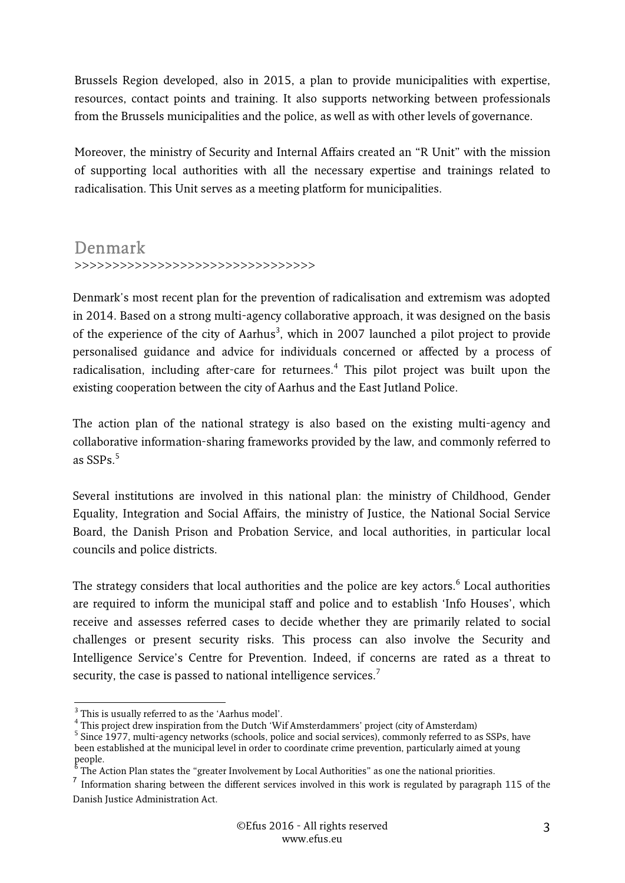Brussels Region developed, also in 2015, a plan to provide municipalities with expertise, resources, contact points and training. It also supports networking between professionals from the Brussels municipalities and the police, as well as with other levels of governance.

Moreover, the ministry of Security and Internal Affairs created an "R Unit" with the mission of supporting local authorities with all the necessary expertise and trainings related to radicalisation. This Unit serves as a meeting platform for municipalities.

## Denmark

>>>>>>>>>>>>>>>>>>>>>>>>>>>>>>>>>

Denmark's most recent plan for the prevention of radicalisation and extremism was adopted in 2014. Based on a strong multi-agency collaborative approach, it was designed on the basis of the experience of the city of Aarhus[3], which in 2007 launched a pilot project to provide personalised guidance and advice for individuals concerned or affected by a process of radicalisation, including after-care for returnees.[4] This pilot project was built upon the existing cooperation between the city of Aarhus and the East Jutland Police.

The action plan of the national strategy is also based on the existing multi-agency and collaborative information-sharing frameworks provided by the law, and commonly referred to as SSPs.[5]

Several institutions are involved in this national plan: the ministry of Childhood, Gender Equality, Integration and Social Affairs, the ministry of Justice, the National Social Service Board, the Danish Prison and Probation Service, and local authorities, in particular local councils and police districts.

The strategy considers that local authorities and the police are key actors.[6] Local authorities are required to inform the municipal staff and police and to establish 'Info Houses', which receive and assesses referred cases to decide whether they are primarily related to social challenges or present security risks. This process can also involve the Security and Intelligence Service's Centre for Prevention. Indeed, if concerns are rated as a threat to security, the case is passed to national intelligence services.[7]

---

[3] This is usually referred to as the 'Aarhus model'.

[4] This project drew inspiration from the Dutch 'Wif Amsterdammers' project (city of Amsterdam)

[5] Since 1977, multi-agency networks (schools, police and social services), commonly referred to as SSPs, have been established at the municipal level in order to coordinate crime prevention, particularly aimed at young people.

[6] The Action Plan states the "greater Involvement by Local Authorities" as one the national priorities.

[7] Information sharing between the different services involved in this work is regulated by paragraph 115 of the Danish Justice Administration Act.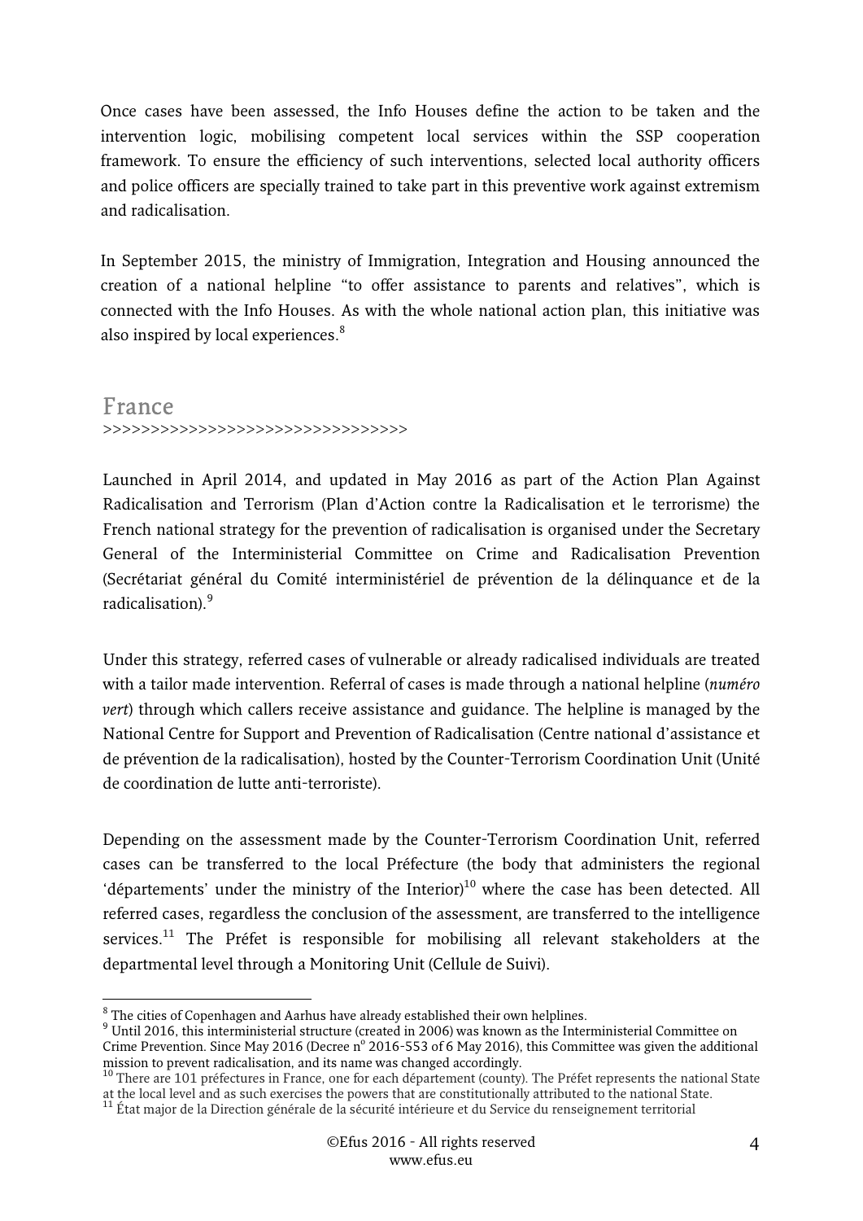Once cases have been assessed, the Info Houses define the action to be taken and the intervention logic, mobilising competent local services within the SSP cooperation framework. To ensure the efficiency of such interventions, selected local authority officers and police officers are specially trained to take part in this preventive work against extremism and radicalisation.

In September 2015, the ministry of Immigration, Integration and Housing announced the creation of a national helpline "to offer assistance to parents and relatives", which is connected with the Info Houses. As with the whole national action plan, this initiative was also inspired by local experiences.[8]

## France

>>>>>>>>>>>>>>>>>>>>>>>>>>>>>>>>>>

Launched in April 2014, and updated in May 2016 as part of the Action Plan Against Radicalisation and Terrorism (Plan d'Action contre la Radicalisation et le terrorisme) the French national strategy for the prevention of radicalisation is organised under the Secretary General of the Interministerial Committee on Crime and Radicalisation Prevention (Secrétariat général du Comité interministériel de prévention de la délinquance et de la radicalisation).[9]

Under this strategy, referred cases of vulnerable or already radicalised individuals are treated with a tailor made intervention. Referral of cases is made through a national helpline (*numéro vert*) through which callers receive assistance and guidance. The helpline is managed by the National Centre for Support and Prevention of Radicalisation (Centre national d'assistance et de prévention de la radicalisation), hosted by the Counter-Terrorism Coordination Unit (Unité de coordination de lutte anti-terroriste).

Depending on the assessment made by the Counter-Terrorism Coordination Unit, referred cases can be transferred to the local Préfecture (the body that administers the regional 'départements' under the ministry of the Interior)[10] where the case has been detected. All referred cases, regardless the conclusion of the assessment, are transferred to the intelligence services.[11] The Préfet is responsible for mobilising all relevant stakeholders at the departmental level through a Monitoring Unit (Cellule de Suivi).

---

[8] The cities of Copenhagen and Aarhus have already established their own helplines.

[9] Until 2016, this interministerial structure (created in 2006) was known as the Interministerial Committee on Crime Prevention. Since May 2016 (Decree n° 2016-553 of 6 May 2016), this Committee was given the additional mission to prevent radicalisation, and its name was changed accordingly.

[10] There are 101 préfectures in France, one for each département (county). The Préfet represents the national State at the local level and as such exercises the powers that are constitutionally attributed to the national State.

[11] État major de la Direction générale de la sécurité intérieure et du Service du renseignement territorial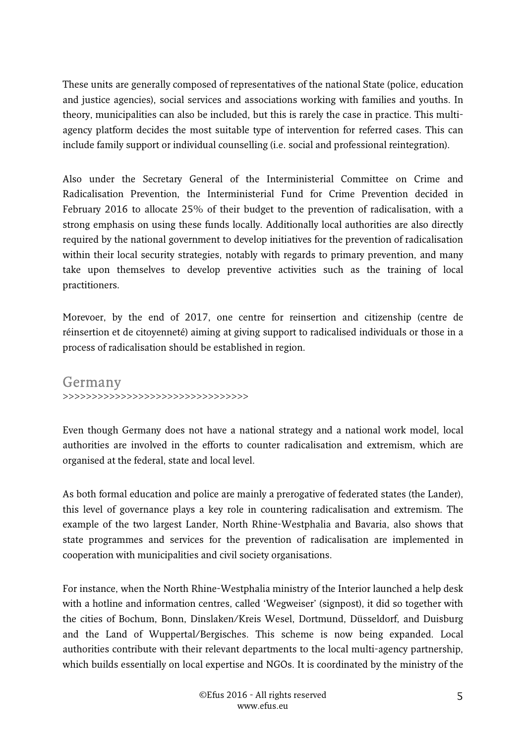These units are generally composed of representatives of the national State (police, education and justice agencies), social services and associations working with families and youths. In theory, municipalities can also be included, but this is rarely the case in practice. This multi-agency platform decides the most suitable type of intervention for referred cases. This can include family support or individual counselling (i.e. social and professional reintegration).

Also under the Secretary General of the Interministerial Committee on Crime and Radicalisation Prevention, the Interministerial Fund for Crime Prevention decided in February 2016 to allocate 25% of their budget to the prevention of radicalisation, with a strong emphasis on using these funds locally. Additionally local authorities are also directly required by the national government to develop initiatives for the prevention of radicalisation within their local security strategies, notably with regards to primary prevention, and many take upon themselves to develop preventive activities such as the training of local practitioners.

Morevoer, by the end of 2017, one centre for reinsertion and citizenship (centre de réinsertion et de citoyenneté) aiming at giving support to radicalised individuals or those in a process of radicalisation should be established in region.

## Germany

>>>>>>>>>>>>>>>>>>>>>>>>>>>>>>>>

Even though Germany does not have a national strategy and a national work model, local authorities are involved in the efforts to counter radicalisation and extremism, which are organised at the federal, state and local level.

As both formal education and police are mainly a prerogative of federated states (the Lander), this level of governance plays a key role in countering radicalisation and extremism. The example of the two largest Lander, North Rhine-Westphalia and Bavaria, also shows that state programmes and services for the prevention of radicalisation are implemented in cooperation with municipalities and civil society organisations.

For instance, when the North Rhine-Westphalia ministry of the Interior launched a help desk with a hotline and information centres, called 'Wegweiser' (signpost), it did so together with the cities of Bochum, Bonn, Dinslaken/Kreis Wesel, Dortmund, Düsseldorf, and Duisburg and the Land of Wuppertal/Bergisches. This scheme is now being expanded. Local authorities contribute with their relevant departments to the local multi-agency partnership, which builds essentially on local expertise and NGOs. It is coordinated by the ministry of the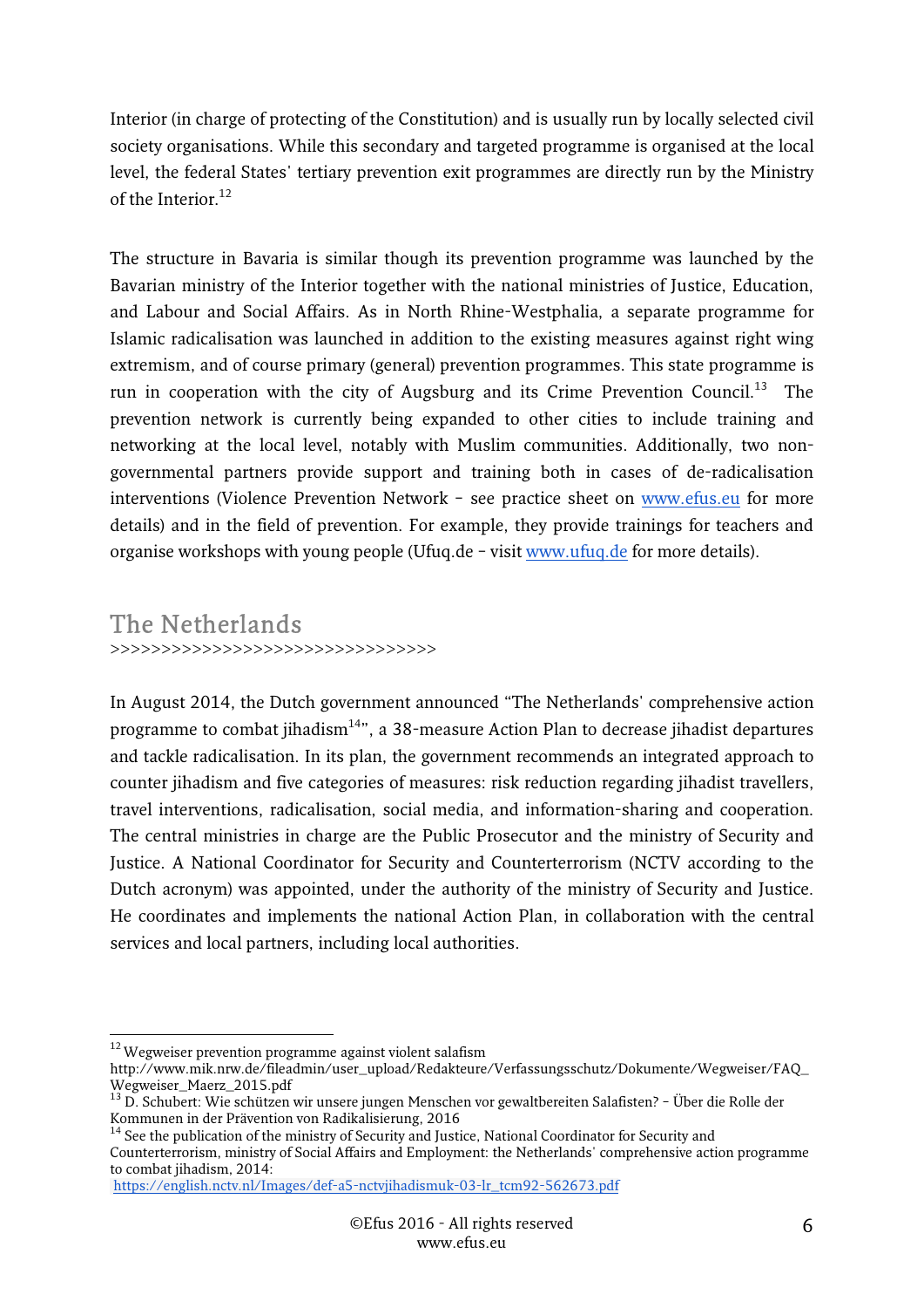Interior (in charge of protecting of the Constitution) and is usually run by locally selected civil society organisations. While this secondary and targeted programme is organised at the local level, the federal States' tertiary prevention exit programmes are directly run by the Ministry of the Interior.[12]

The structure in Bavaria is similar though its prevention programme was launched by the Bavarian ministry of the Interior together with the national ministries of Justice, Education, and Labour and Social Affairs. As in North Rhine-Westphalia, a separate programme for Islamic radicalisation was launched in addition to the existing measures against right wing extremism, and of course primary (general) prevention programmes. This state programme is run in cooperation with the city of Augsburg and its Crime Prevention Council.[13] The prevention network is currently being expanded to other cities to include training and networking at the local level, notably with Muslim communities. Additionally, two non-governmental partners provide support and training both in cases of de-radicalisation interventions (Violence Prevention Network – see practice sheet on www.efus.eu for more details) and in the field of prevention. For example, they provide trainings for teachers and organise workshops with young people (Ufuq.de – visit www.ufuq.de for more details).

## The Netherlands

>>>>>>>>>>>>>>>>>>>>>>>>>>>>>>>>

In August 2014, the Dutch government announced "The Netherlands' comprehensive action programme to combat jihadism[14]", a 38-measure Action Plan to decrease jihadist departures and tackle radicalisation. In its plan, the government recommends an integrated approach to counter jihadism and five categories of measures: risk reduction regarding jihadist travellers, travel interventions, radicalisation, social media, and information-sharing and cooperation. The central ministries in charge are the Public Prosecutor and the ministry of Security and Justice. A National Coordinator for Security and Counterterrorism (NCTV according to the Dutch acronym) was appointed, under the authority of the ministry of Security and Justice. He coordinates and implements the national Action Plan, in collaboration with the central services and local partners, including local authorities.

---

[12] Wegweiser prevention programme against violent salafism http://www.mik.nrw.de/fileadmin/user_upload/Redakteure/Verfassungsschutz/Dokumente/Wegweiser/FAQ_Wegweiser_Maerz_2015.pdf

[13] D. Schubert: Wie schützen wir unsere jungen Menschen vor gewaltbereiten Salafisten? – Über die Rolle der Kommunen in der Prävention von Radikalisierung, 2016

[14] See the publication of the ministry of Security and Justice, National Coordinator for Security and Counterterrorism, ministry of Social Affairs and Employment: the Netherlands' comprehensive action programme to combat jihadism, 2014: https://english.nctv.nl/Images/def-a5-nctvjihadismuk-03-lr_tcm92-562673.pdf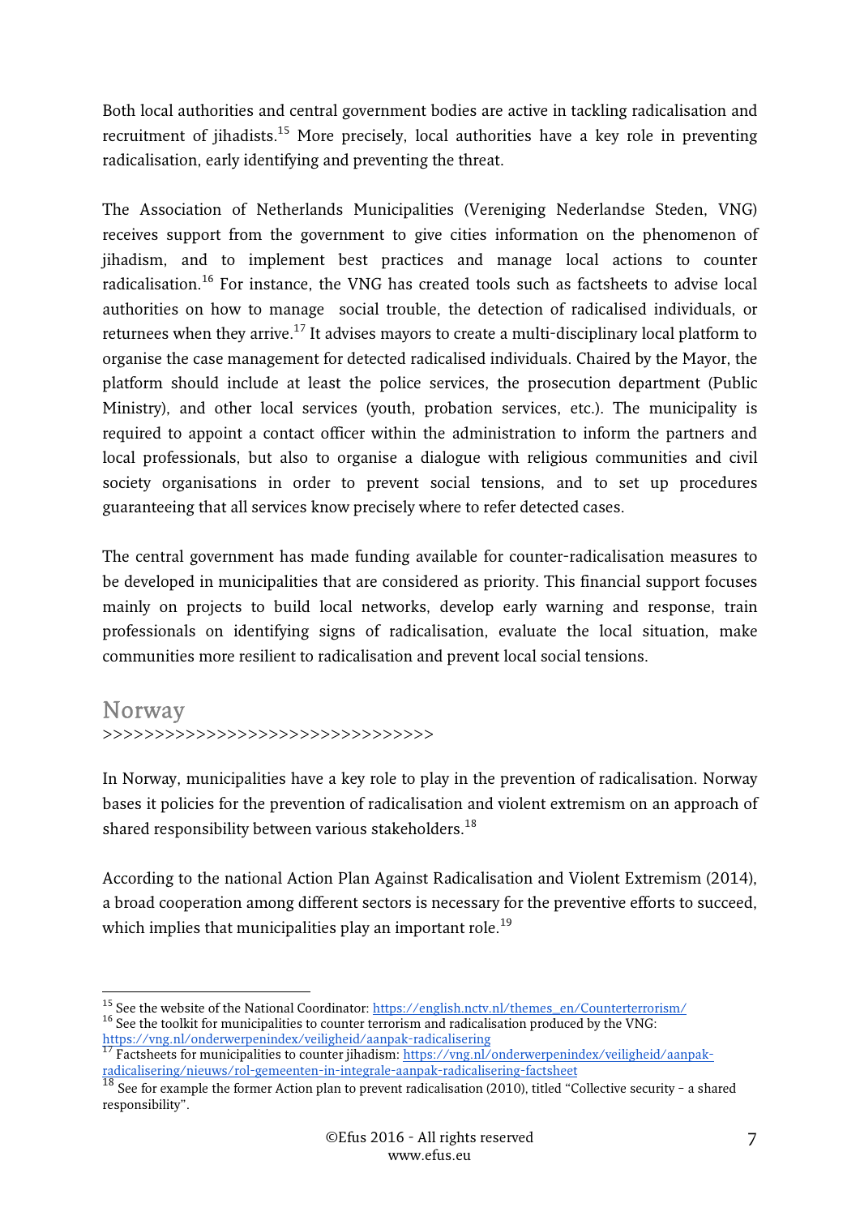Both local authorities and central government bodies are active in tackling radicalisation and recruitment of jihadists.[15] More precisely, local authorities have a key role in preventing radicalisation, early identifying and preventing the threat.

The Association of Netherlands Municipalities (Vereniging Nederlandse Steden, VNG) receives support from the government to give cities information on the phenomenon of jihadism, and to implement best practices and manage local actions to counter radicalisation.[16] For instance, the VNG has created tools such as factsheets to advise local authorities on how to manage social trouble, the detection of radicalised individuals, or returnees when they arrive.[17] It advises mayors to create a multi-disciplinary local platform to organise the case management for detected radicalised individuals. Chaired by the Mayor, the platform should include at least the police services, the prosecution department (Public Ministry), and other local services (youth, probation services, etc.). The municipality is required to appoint a contact officer within the administration to inform the partners and local professionals, but also to organise a dialogue with religious communities and civil society organisations in order to prevent social tensions, and to set up procedures guaranteeing that all services know precisely where to refer detected cases.

The central government has made funding available for counter-radicalisation measures to be developed in municipalities that are considered as priority. This financial support focuses mainly on projects to build local networks, develop early warning and response, train professionals on identifying signs of radicalisation, evaluate the local situation, make communities more resilient to radicalisation and prevent local social tensions.

## Norway

>>>>>>>>>>>>>>>>>>>>>>>>>>>>>>>>

In Norway, municipalities have a key role to play in the prevention of radicalisation. Norway bases it policies for the prevention of radicalisation and violent extremism on an approach of shared responsibility between various stakeholders.[18]

According to the national Action Plan Against Radicalisation and Violent Extremism (2014), a broad cooperation among different sectors is necessary for the preventive efforts to succeed, which implies that municipalities play an important role.[19]

---

[15] See the website of the National Coordinator: https://english.nctv.nl/themes_en/Counterterrorism/

[16] See the toolkit for municipalities to counter terrorism and radicalisation produced by the VNG: https://vng.nl/onderwerpenindex/veiligheid/aanpak-radicalisering

[17] Factsheets for municipalities to counter jihadism: https://vng.nl/onderwerpenindex/veiligheid/aanpak-radicalisering/nieuws/rol-gemeenten-in-integrale-aanpak-radicalisering-factsheet

[18] See for example the former Action plan to prevent radicalisation (2010), titled "Collective security – a shared responsibility".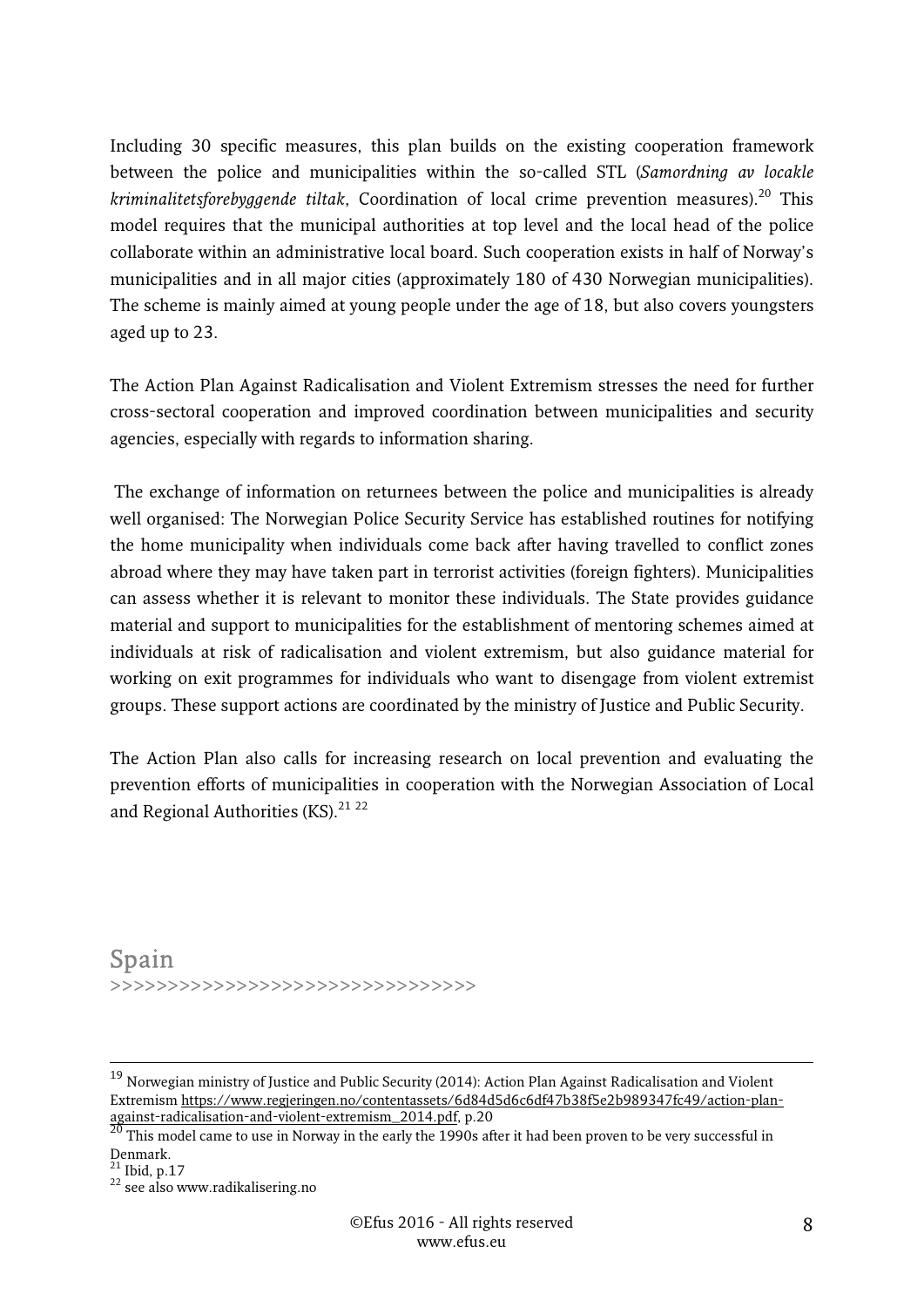Including 30 specific measures, this plan builds on the existing cooperation framework between the police and municipalities within the so-called STL (*Samordning av locakle kriminalitetsforebyggende tiltak*, Coordination of local crime prevention measures).[20] This model requires that the municipal authorities at top level and the local head of the police collaborate within an administrative local board. Such cooperation exists in half of Norway's municipalities and in all major cities (approximately 180 of 430 Norwegian municipalities). The scheme is mainly aimed at young people under the age of 18, but also covers youngsters aged up to 23.

The Action Plan Against Radicalisation and Violent Extremism stresses the need for further cross-sectoral cooperation and improved coordination between municipalities and security agencies, especially with regards to information sharing.

The exchange of information on returnees between the police and municipalities is already well organised: The Norwegian Police Security Service has established routines for notifying the home municipality when individuals come back after having travelled to conflict zones abroad where they may have taken part in terrorist activities (foreign fighters). Municipalities can assess whether it is relevant to monitor these individuals. The State provides guidance material and support to municipalities for the establishment of mentoring schemes aimed at individuals at risk of radicalisation and violent extremism, but also guidance material for working on exit programmes for individuals who want to disengage from violent extremist groups. These support actions are coordinated by the ministry of Justice and Public Security.

The Action Plan also calls for increasing research on local prevention and evaluating the prevention efforts of municipalities in cooperation with the Norwegian Association of Local and Regional Authorities (KS).[21] [22]

## Spain

>>>>>>>>>>>>>>>>>>>>>>>>>>>>>>>>

---

[19] Norwegian ministry of Justice and Public Security (2014): Action Plan Against Radicalisation and Violent Extremism https://www.regjeringen.no/contentassets/6d84d5d6c6df47b38f5e2b989347fc49/action-plan-against-radicalisation-and-violent-extremism_2014.pdf, p.20

[20] This model came to use in Norway in the early the 1990s after it had been proven to be very successful in Denmark.

[21] Ibid, p.17

[22] see also www.radikalisering.no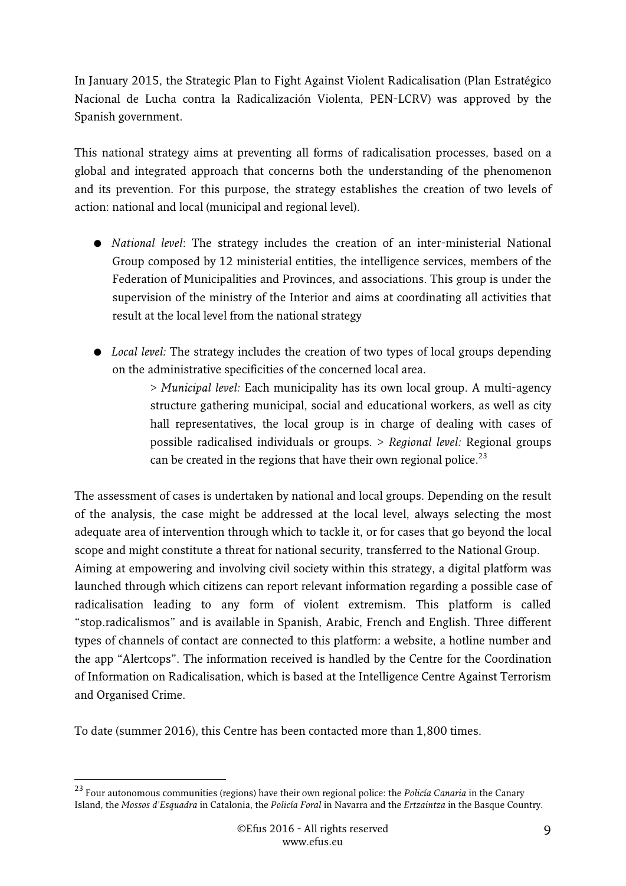In January 2015, the Strategic Plan to Fight Against Violent Radicalisation (Plan Estratégico Nacional de Lucha contra la Radicalización Violenta, PEN-LCRV) was approved by the Spanish government.

This national strategy aims at preventing all forms of radicalisation processes, based on a global and integrated approach that concerns both the understanding of the phenomenon and its prevention. For this purpose, the strategy establishes the creation of two levels of action: national and local (municipal and regional level).

- *National level*: The strategy includes the creation of an inter-ministerial National Group composed by 12 ministerial entities, the intelligence services, members of the Federation of Municipalities and Provinces, and associations. This group is under the supervision of the ministry of the Interior and aims at coordinating all activities that result at the local level from the national strategy

- *Local level:* The strategy includes the creation of two types of local groups depending on the administrative specificities of the concerned local area.

  > *Municipal level:* Each municipality has its own local group. A multi-agency structure gathering municipal, social and educational workers, as well as city hall representatives, the local group is in charge of dealing with cases of possible radicalised individuals or groups. > *Regional level:* Regional groups can be created in the regions that have their own regional police.[23]

The assessment of cases is undertaken by national and local groups. Depending on the result of the analysis, the case might be addressed at the local level, always selecting the most adequate area of intervention through which to tackle it, or for cases that go beyond the local scope and might constitute a threat for national security, transferred to the National Group.

Aiming at empowering and involving civil society within this strategy, a digital platform was launched through which citizens can report relevant information regarding a possible case of radicalisation leading to any form of violent extremism. This platform is called "stop.radicalismos" and is available in Spanish, Arabic, French and English. Three different types of channels of contact are connected to this platform: a website, a hotline number and the app "Alertcops". The information received is handled by the Centre for the Coordination of Information on Radicalisation, which is based at the Intelligence Centre Against Terrorism and Organised Crime.

To date (summer 2016), this Centre has been contacted more than 1,800 times.

---

[23] Four autonomous communities (regions) have their own regional police: the *Policía Canaria* in the Canary Island, the *Mossos d'Esquadra* in Catalonia, the *Policía Foral* in Navarra and the *Ertzaintza* in the Basque Country.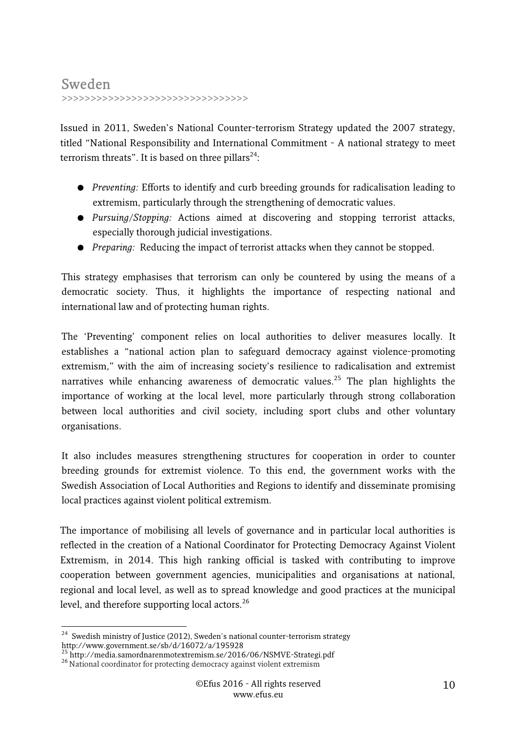## Sweden

>>>>>>>>>>>>>>>>>>>>>>>>>>>>>>>>

Issued in 2011, Sweden's National Counter-terrorism Strategy updated the 2007 strategy, titled "National Responsibility and International Commitment - A national strategy to meet terrorism threats". It is based on three pillars[24]:

- *Preventing:* Efforts to identify and curb breeding grounds for radicalisation leading to extremism, particularly through the strengthening of democratic values.
- *Pursuing/Stopping:* Actions aimed at discovering and stopping terrorist attacks, especially thorough judicial investigations.
- *Preparing:* Reducing the impact of terrorist attacks when they cannot be stopped.

This strategy emphasises that terrorism can only be countered by using the means of a democratic society. Thus, it highlights the importance of respecting national and international law and of protecting human rights.

The 'Preventing' component relies on local authorities to deliver measures locally. It establishes a "national action plan to safeguard democracy against violence-promoting extremism," with the aim of increasing society's resilience to radicalisation and extremist narratives while enhancing awareness of democratic values.[25] The plan highlights the importance of working at the local level, more particularly through strong collaboration between local authorities and civil society, including sport clubs and other voluntary organisations.

It also includes measures strengthening structures for cooperation in order to counter breeding grounds for extremist violence. To this end, the government works with the Swedish Association of Local Authorities and Regions to identify and disseminate promising local practices against violent political extremism.

The importance of mobilising all levels of governance and in particular local authorities is reflected in the creation of a National Coordinator for Protecting Democracy Against Violent Extremism, in 2014. This high ranking official is tasked with contributing to improve cooperation between government agencies, municipalities and organisations at national, regional and local level, as well as to spread knowledge and good practices at the municipal level, and therefore supporting local actors.[26]

---

[24] Swedish ministry of Justice (2012), Sweden's national counter-terrorism strategy http://www.government.se/sb/d/16072/a/195928

[25] http://media.samordnarenmotextremism.se/2016/06/NSMVE-Strategi.pdf

[26] National coordinator for protecting democracy against violent extremism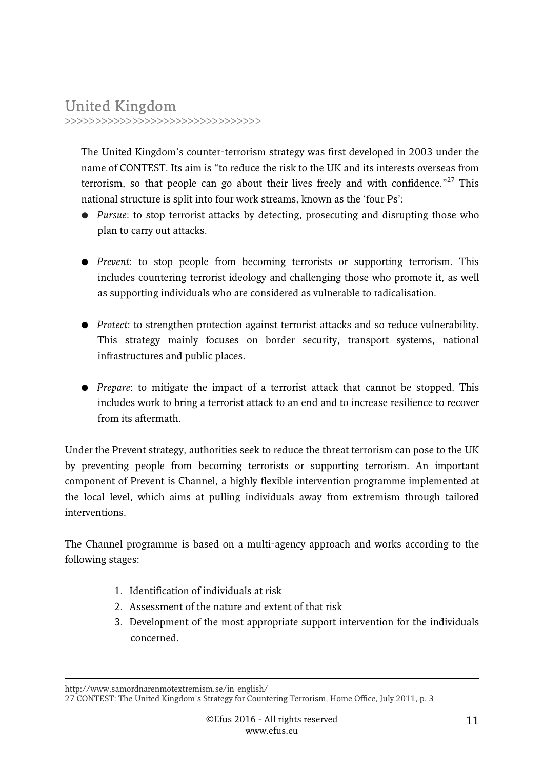## United Kingdom

>>>>>>>>>>>>>>>>>>>>>>>>>>>>>>>>

The United Kingdom's counter-terrorism strategy was first developed in 2003 under the name of CONTEST. Its aim is "to reduce the risk to the UK and its interests overseas from terrorism, so that people can go about their lives freely and with confidence."[27] This national structure is split into four work streams, known as the 'four Ps':

- *Pursue*: to stop terrorist attacks by detecting, prosecuting and disrupting those who plan to carry out attacks.
- *Prevent*: to stop people from becoming terrorists or supporting terrorism. This includes countering terrorist ideology and challenging those who promote it, as well as supporting individuals who are considered as vulnerable to radicalisation.
- *Protect*: to strengthen protection against terrorist attacks and so reduce vulnerability. This strategy mainly focuses on border security, transport systems, national infrastructures and public places.
- *Prepare*: to mitigate the impact of a terrorist attack that cannot be stopped. This includes work to bring a terrorist attack to an end and to increase resilience to recover from its aftermath.

Under the Prevent strategy, authorities seek to reduce the threat terrorism can pose to the UK by preventing people from becoming terrorists or supporting terrorism. An important component of Prevent is Channel, a highly flexible intervention programme implemented at the local level, which aims at pulling individuals away from extremism through tailored interventions.

The Channel programme is based on a multi-agency approach and works according to the following stages:

1. Identification of individuals at risk
2. Assessment of the nature and extent of that risk
3. Development of the most appropriate support intervention for the individuals concerned.

---

http://www.samordnarenmotextremism.se/in-english/

27 CONTEST: The United Kingdom's Strategy for Countering Terrorism, Home Office, July 2011, p. 3

©Efus 2016 - All rights reserved
www.efus.eu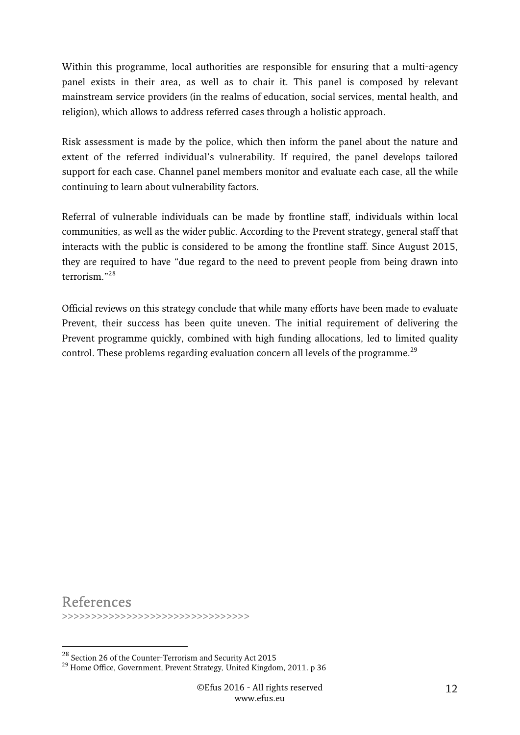Within this programme, local authorities are responsible for ensuring that a multi-agency panel exists in their area, as well as to chair it. This panel is composed by relevant mainstream service providers (in the realms of education, social services, mental health, and religion), which allows to address referred cases through a holistic approach.

Risk assessment is made by the police, which then inform the panel about the nature and extent of the referred individual's vulnerability. If required, the panel develops tailored support for each case. Channel panel members monitor and evaluate each case, all the while continuing to learn about vulnerability factors.

Referral of vulnerable individuals can be made by frontline staff, individuals within local communities, as well as the wider public. According to the Prevent strategy, general staff that interacts with the public is considered to be among the frontline staff. Since August 2015, they are required to have "due regard to the need to prevent people from being drawn into terrorism."[28]

Official reviews on this strategy conclude that while many efforts have been made to evaluate Prevent, their success has been quite uneven. The initial requirement of delivering the Prevent programme quickly, combined with high funding allocations, led to limited quality control. These problems regarding evaluation concern all levels of the programme.[29]

## References

>>>>>>>>>>>>>>>>>>>>>>>>>>>>>>>>

[28] Section 26 of the Counter-Terrorism and Security Act 2015

[29] Home Office, Government, Prevent Strategy, United Kingdom, 2011. p 36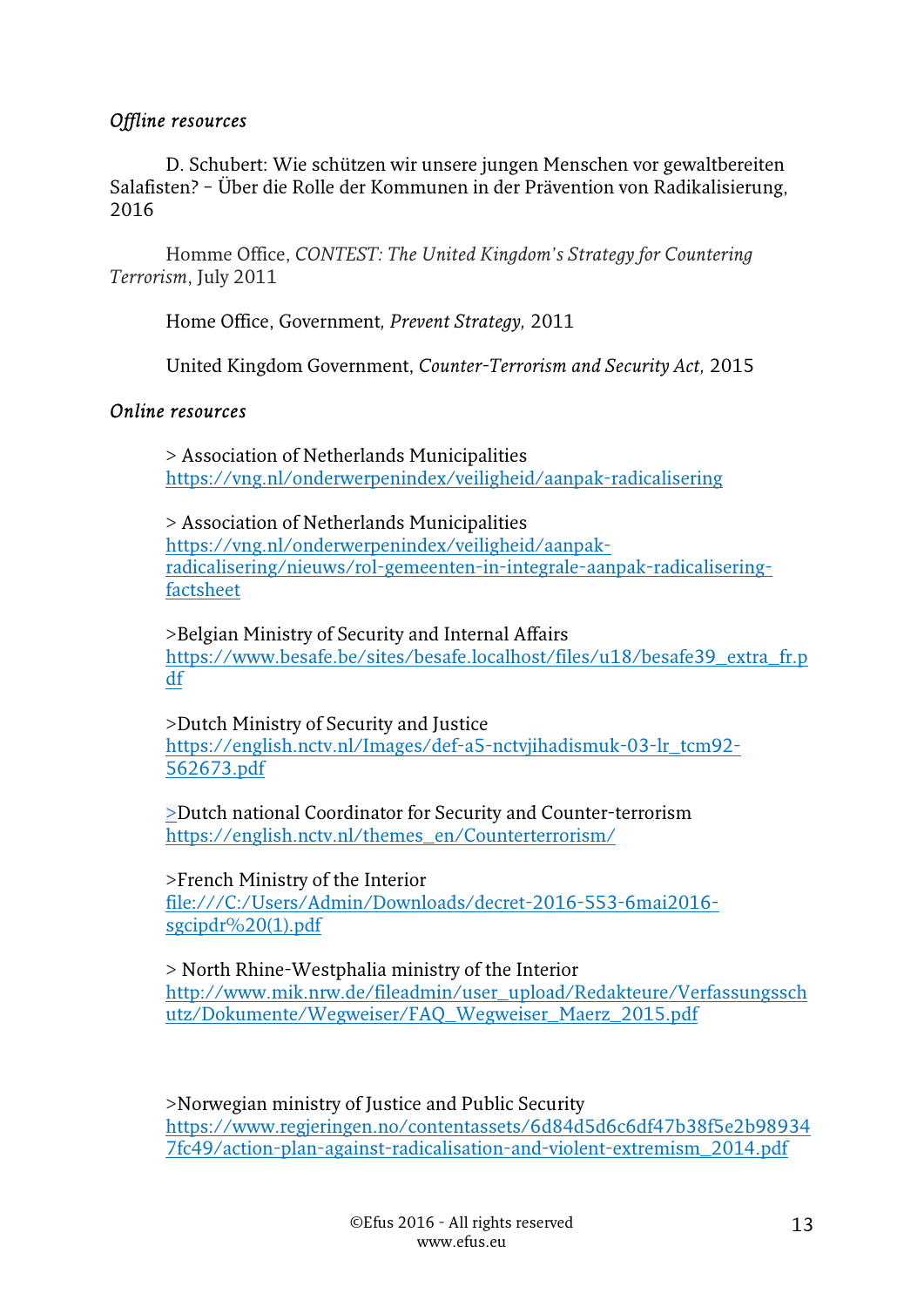*Offline resources*

D. Schubert: Wie schützen wir unsere jungen Menschen vor gewaltbereiten Salafisten? – Über die Rolle der Kommunen in der Prävention von Radikalisierung, 2016

Homme Office, *CONTEST: The United Kingdom's Strategy for Countering Terrorism*, July 2011

Home Office, Government, *Prevent Strategy,* 2011

United Kingdom Government, *Counter-Terrorism and Security Act,* 2015

*Online resources*

> Association of Netherlands Municipalities
https://vng.nl/onderwerpenindex/veiligheid/aanpak-radicalisering

> Association of Netherlands Municipalities
https://vng.nl/onderwerpenindex/veiligheid/aanpak-radicalisering/nieuws/rol-gemeenten-in-integrale-aanpak-radicalisering-factsheet

>Belgian Ministry of Security and Internal Affairs
https://www.besafe.be/sites/besafe.localhost/files/u18/besafe39_extra_fr.pdf

>Dutch Ministry of Security and Justice
https://english.nctv.nl/Images/def-a5-nctvjihadismuk-03-lr_tcm92-562673.pdf

>Dutch national Coordinator for Security and Counter-terrorism
https://english.nctv.nl/themes_en/Counterterrorism/

>French Ministry of the Interior
file:///C:/Users/Admin/Downloads/decret-2016-553-6mai2016-sgcipdr%20(1).pdf

> North Rhine-Westphalia ministry of the Interior
http://www.mik.nrw.de/fileadmin/user_upload/Redakteure/Verfassungsschutz/Dokumente/Wegweiser/FAQ_Wegweiser_Maerz_2015.pdf

>Norwegian ministry of Justice and Public Security
https://www.regjeringen.no/contentassets/6d84d5d6c6df47b38f5e2b989347fc49/action-plan-against-radicalisation-and-violent-extremism_2014.pdf

©Efus 2016 - All rights reserved
www.efus.eu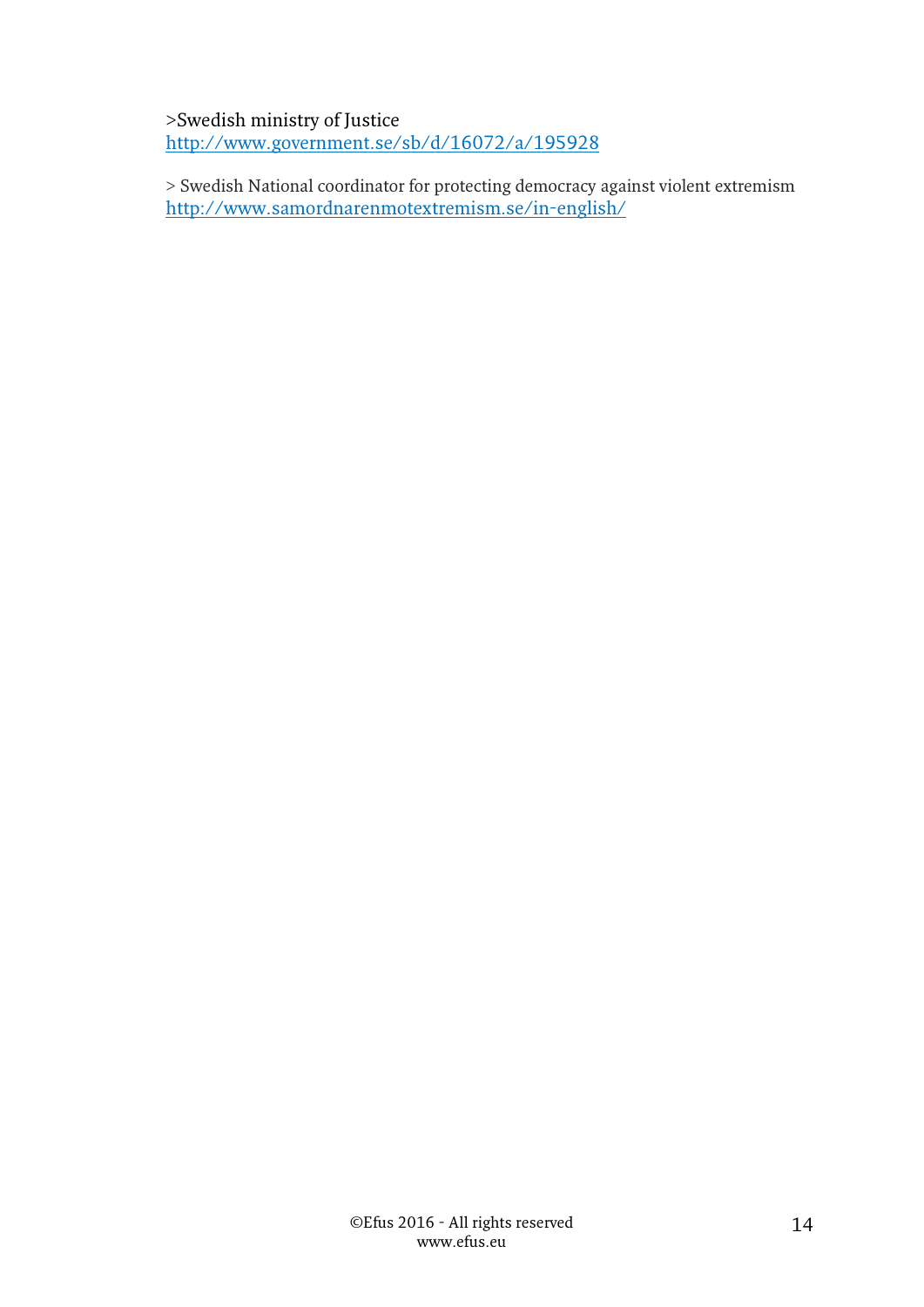>Swedish ministry of Justice
http://www.government.se/sb/d/16072/a/195928

> Swedish National coordinator for protecting democracy against violent extremism
http://www.samordnarenmotextremism.se/in-english/